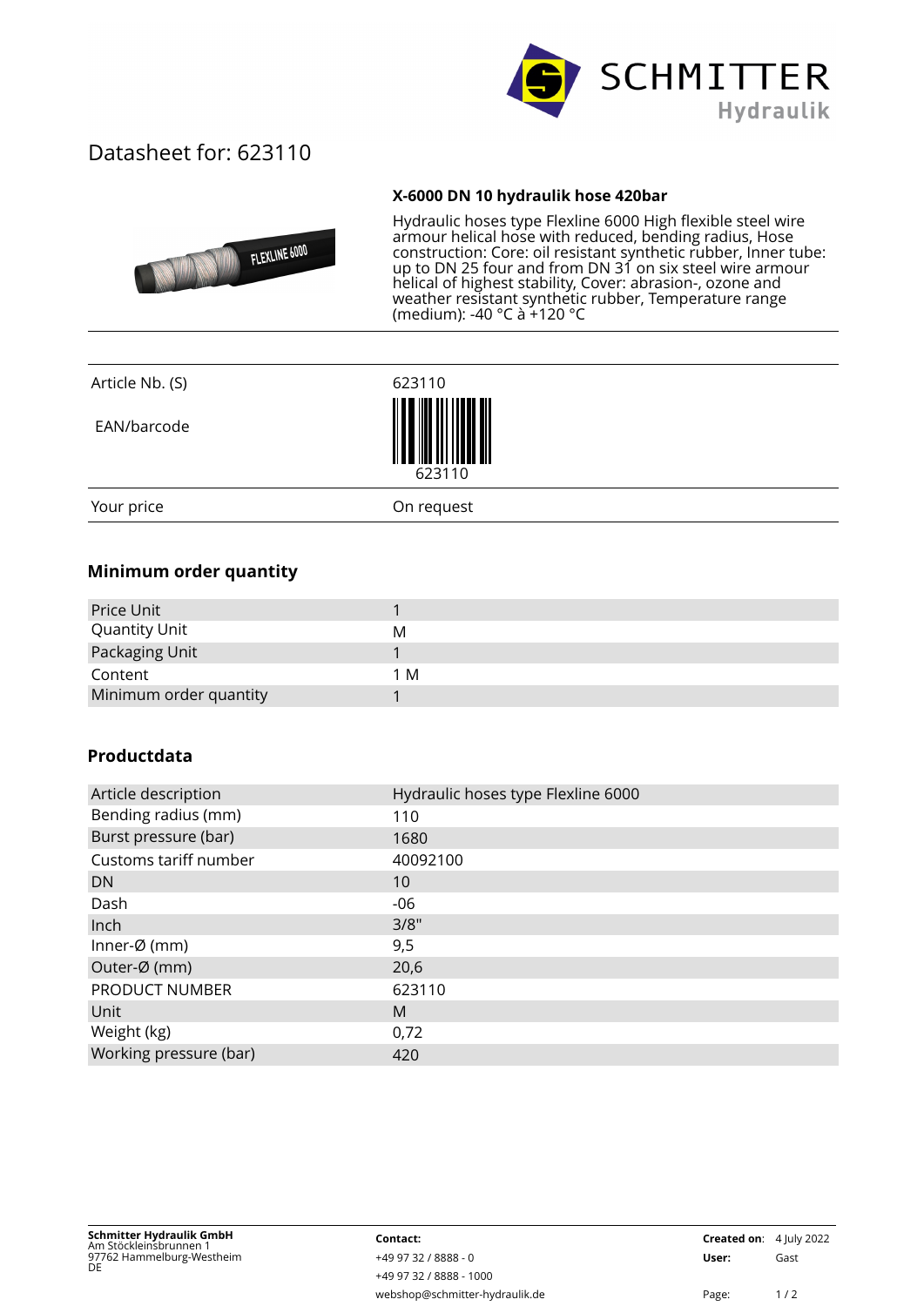SCHMITTER Hydraulik

# Datasheet for: 623110

**X-6000 DN 10 hydraulik hose 420bar**

Hydraulic hoses type Flexline 6000 High flexible steel wire armour helical hose with reduced, bending radius, Hose construction: Core: oil resistant synthetic rubber, Inner tube: up to DN 25 four and from DN 31 on six steel wire armour helical of highest stability, Cover: abrasion-, ozone and weather resistant synthetic rubber, Temperature range (medium): -40 °C à +120 °C

| | |
|---|---|
| Article Nb. (S) | 623110 |
| EAN/barcode | 623110 |
| Your price | On request |

## Minimum order quantity

| | |
|---|---|
| Price Unit | 1 |
| Quantity Unit | M |
| Packaging Unit | 1 |
| Content | 1 M |
| Minimum order quantity | 1 |

## Productdata

| | |
|---|---|
| Article description | Hydraulic hoses type Flexline 6000 |
| Bending radius (mm) | 110 |
| Burst pressure (bar) | 1680 |
| Customs tariff number | 40092100 |
| DN | 10 |
| Dash | -06 |
| Inch | 3/8" |
| Inner-Ø (mm) | 9,5 |
| Outer-Ø (mm) | 20,6 |
| PRODUCT NUMBER | 623110 |
| Unit | M |
| Weight (kg) | 0,72 |
| Working pressure (bar) | 420 |

**Schmitter Hydraulik GmbH**
Am Stöckleinsbrunnen 1
97762 Hammelburg-Westheim
DE

**Contact:**
+49 97 32 / 8888 - 0
+49 97 32 / 8888 - 1000
webshop@schmitter-hydraulik.de

**Created on:** 4 July 2022
**User:** Gast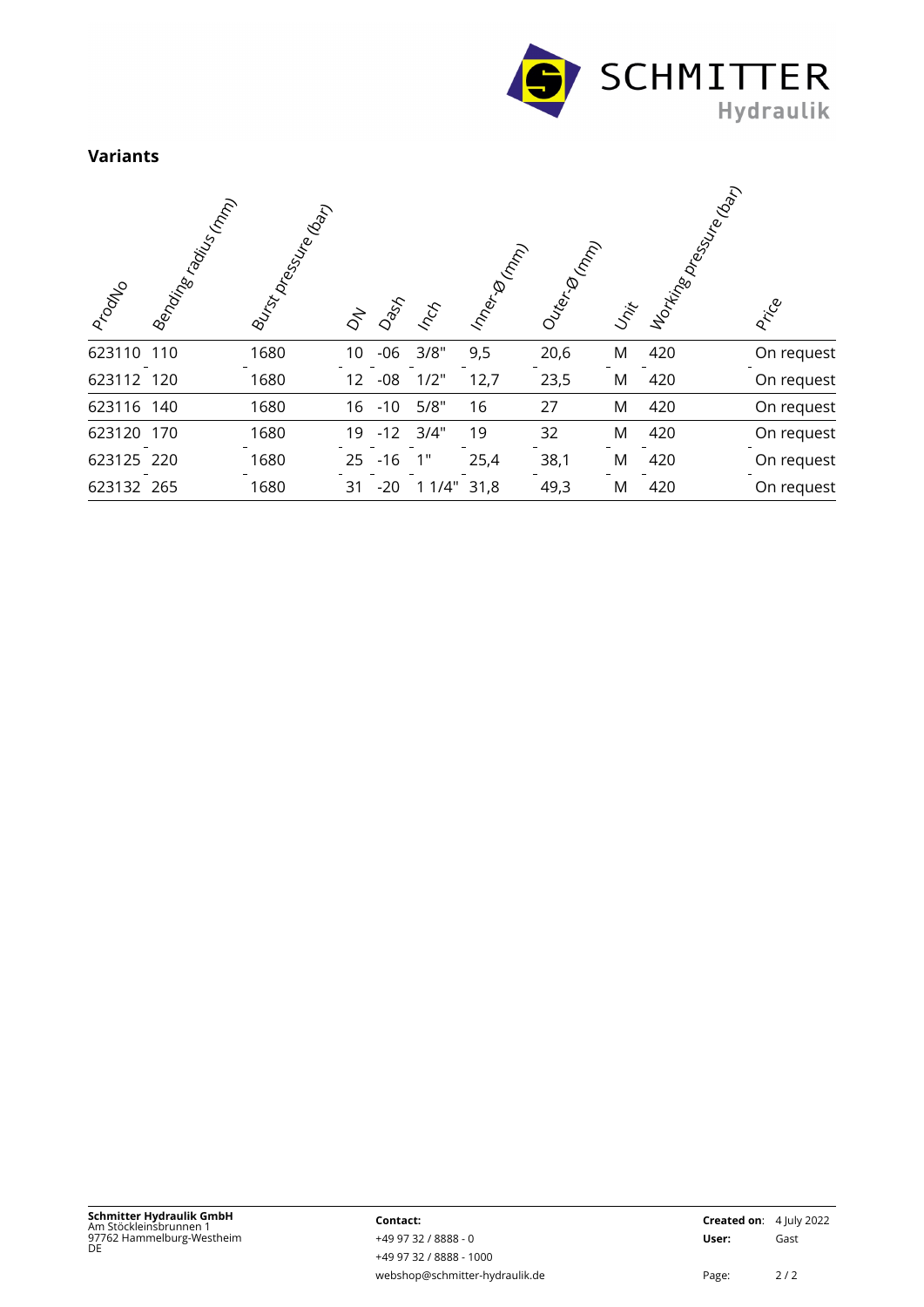## Variants

| ProdNo | Bending radius (mm) | Burst pressure (bar) | DN | Dash | Inch | Inner-Ø (mm) | Outer-Ø (mm) | Unit | Working pressure (bar) | Price |
|---|---|---|---|---|---|---|---|---|---|---|
| 623110 | 110 | 1680 | 10 | -06 | 3/8" | 9,5 | 20,6 | M | 420 | On request |
| 623112 | 120 | 1680 | 12 | -08 | 1/2" | 12,7 | 23,5 | M | 420 | On request |
| 623116 | 140 | 1680 | 16 | -10 | 5/8" | 16 | 27 | M | 420 | On request |
| 623120 | 170 | 1680 | 19 | -12 | 3/4" | 19 | 32 | M | 420 | On request |
| 623125 | 220 | 1680 | 25 | -16 | 1" | 25,4 | 38,1 | M | 420 | On request |
| 623132 | 265 | 1680 | 31 | -20 | 1 1/4" | 31,8 | 49,3 | M | 420 | On request |

**Schmitter Hydraulik GmbH**
Am Stöckleinsbrunnen 1
97762 Hammelburg-Westheim
DE

**Contact:**
+49 97 32 / 8888 - 0
+49 97 32 / 8888 - 1000
webshop@schmitter-hydraulik.de

**Created on**: 4 July 2022
**User:** Gast